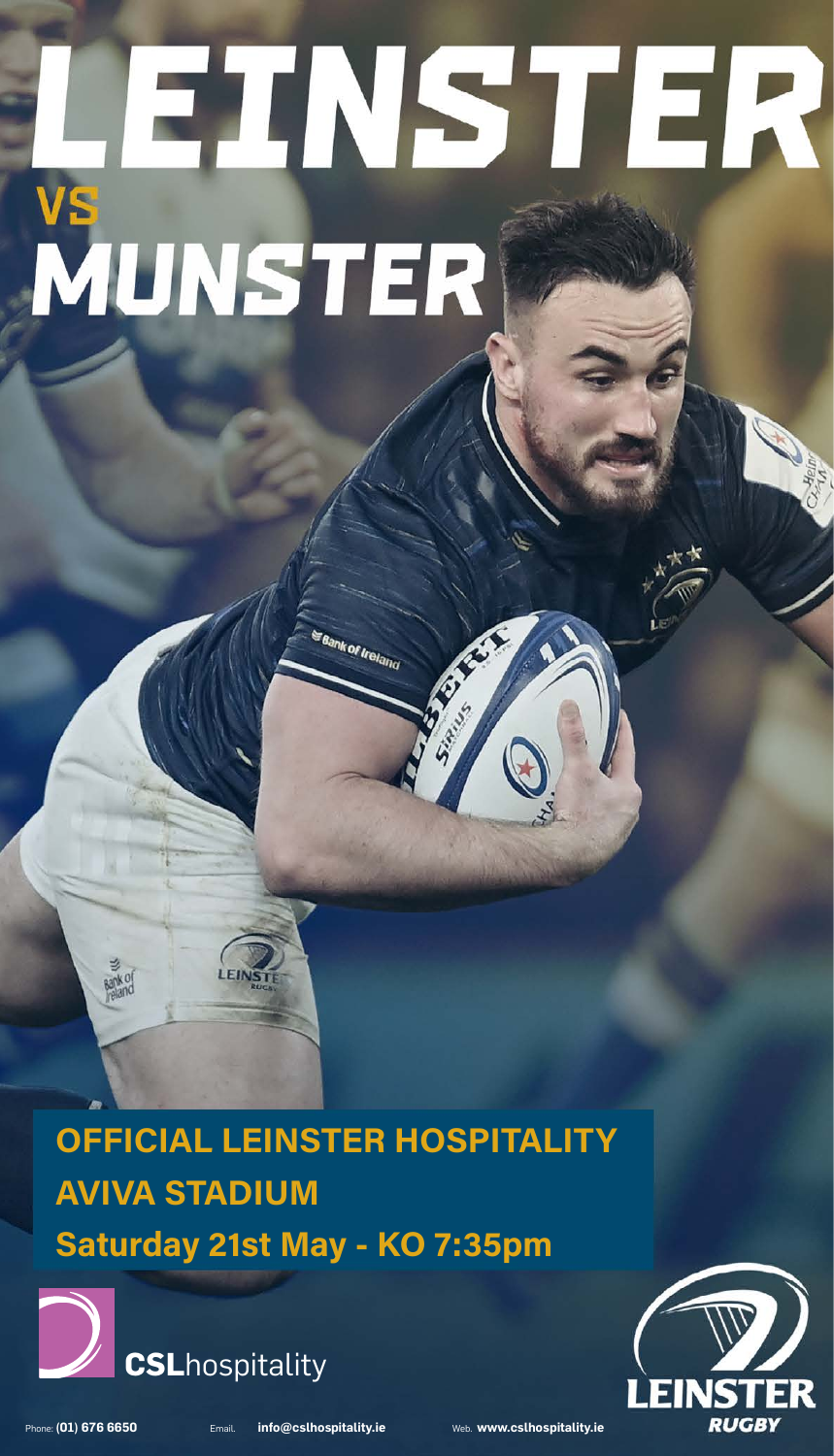# LEINSTER

VS

# MUNSTER

**OFFICIAL LEINSTER HOSPITALITY**

**AVIVA STADIUM**

**Saturday 21st May - KO 7:35pm**

**CSL**hospitality

LEINSTER RUGBY

Phone: **(01) 676 6650** Email. **info@cslhospitality.ie** Web. **www.cslhospitality.ie**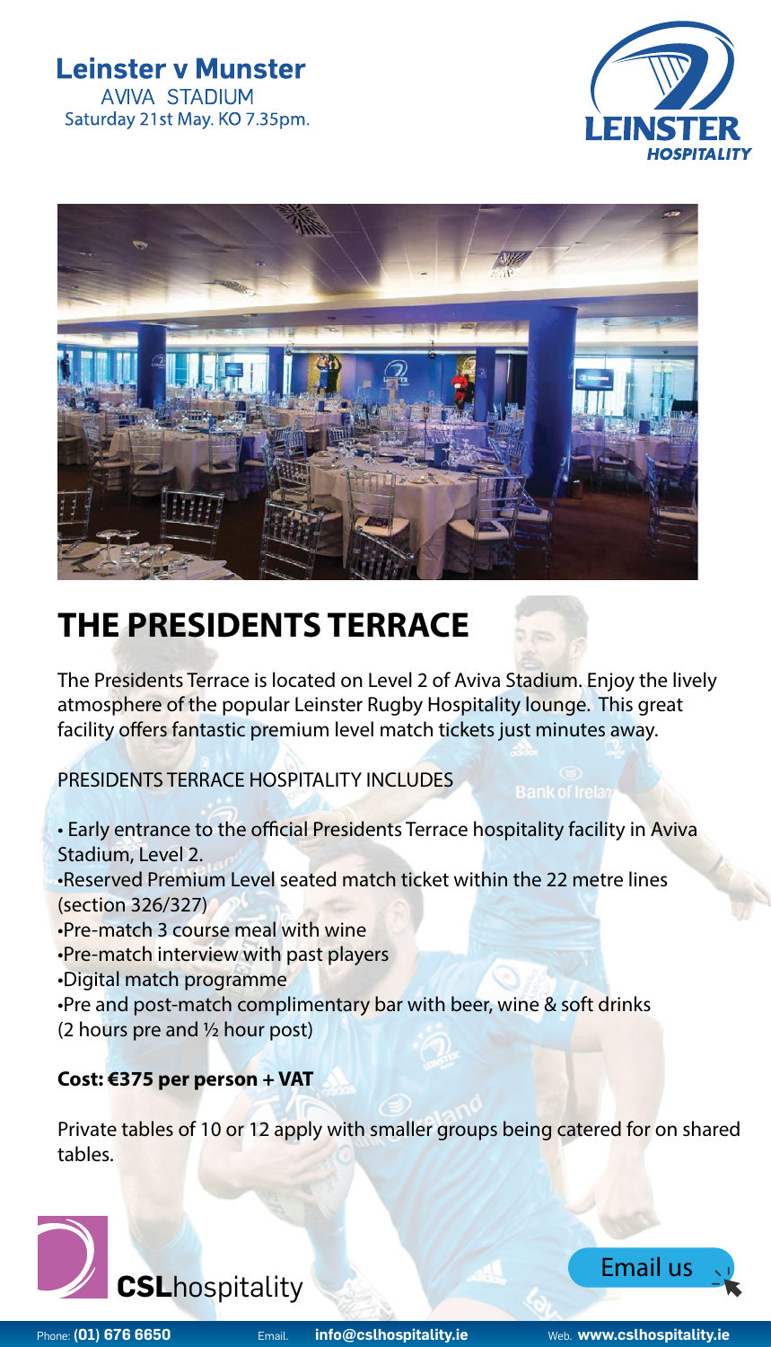**Leinster v Munster**
AVIVA STADIUM
Saturday 21st May. KO 7.35pm.

LEINSTER HOSPITALITY

# THE PRESIDENTS TERRACE

The Presidents Terrace is located on Level 2 of Aviva Stadium. Enjoy the lively atmosphere of the popular Leinster Rugby Hospitality lounge. This great facility offers fantastic premium level match tickets just minutes away.

PRESIDENTS TERRACE HOSPITALITY INCLUDES

- Early entrance to the official Presidents Terrace hospitality facility in Aviva Stadium, Level 2.
- Reserved Premium Level seated match ticket within the 22 metre lines (section 326/327)
- Pre-match 3 course meal with wine
- Pre-match interview with past players
- Digital match programme
- Pre and post-match complimentary bar with beer, wine & soft drinks (2 hours pre and ½ hour post)

**Cost: €375 per person + VAT**

Private tables of 10 or 12 apply with smaller groups being catered for on shared tables.

**CSL**hospitality

Email us

Phone: **(01) 676 6650** Email. **info@cslhospitality.ie** Web. **www.cslhospitality.ie**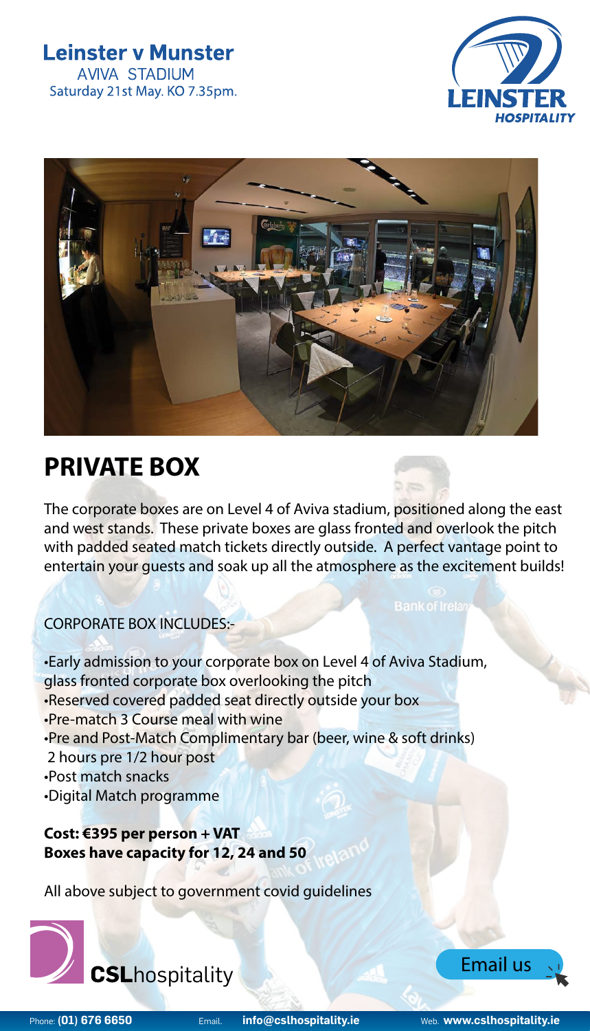**Leinster v Munster**
AVIVA STADIUM
Saturday 21st May. KO 7.35pm.

LEINSTER HOSPITALITY

# PRIVATE BOX

The corporate boxes are on Level 4 of Aviva stadium, positioned along the east and west stands. These private boxes are glass fronted and overlook the pitch with padded seated match tickets directly outside. A perfect vantage point to entertain your guests and soak up all the atmosphere as the excitement builds!

CORPORATE BOX INCLUDES:-

- Early admission to your corporate box on Level 4 of Aviva Stadium, glass fronted corporate box overlooking the pitch
- Reserved covered padded seat directly outside your box
- Pre-match 3 Course meal with wine
- Pre and Post-Match Complimentary bar (beer, wine & soft drinks) 2 hours pre 1/2 hour post
- Post match snacks
- Digital Match programme

**Cost: €395 per person + VAT**
**Boxes have capacity for 12, 24 and 50**

All above subject to government covid guidelines

**CSL**hospitality

Email us

Phone: **(01) 676 6650** Email. **info@cslhospitality.ie** Web. **www.cslhospitality.ie**